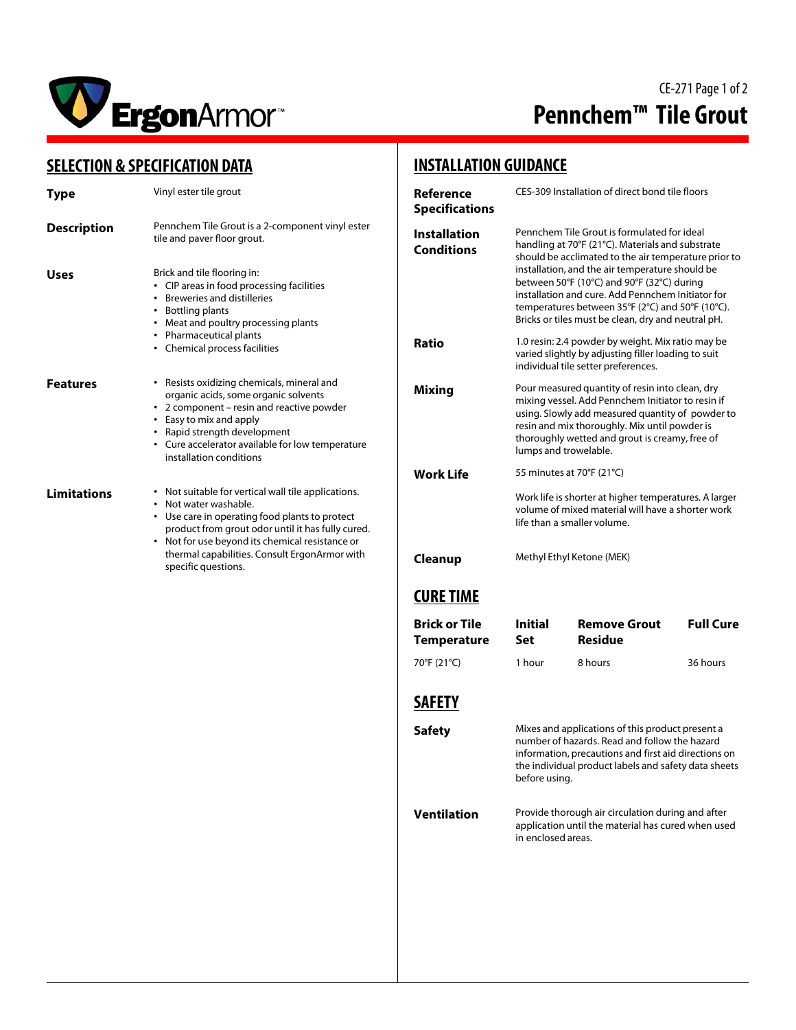# Pennchem™ Tile Grout

## SELECTION & SPECIFICATION DATA

**Type**

Vinyl ester tile grout

**Description**

Pennchem Tile Grout is a 2-component vinyl ester tile and paver floor grout.

**Uses**

Brick and tile flooring in:

- CIP areas in food processing facilities
- Breweries and distilleries
- Bottling plants
- Meat and poultry processing plants
- Pharmaceutical plants
- Chemical process facilities

**Features**

- Resists oxidizing chemicals, mineral and organic acids, some organic solvents
- 2 component – resin and reactive powder
- Easy to mix and apply
- Rapid strength development
- Cure accelerator available for low temperature installation conditions

**Limitations**

- Not suitable for vertical wall tile applications.
- Not water washable.
- Use care in operating food plants to protect product from grout odor until it has fully cured.
- Not for use beyond its chemical resistance or thermal capabilities. Consult ErgonArmor with specific questions.

## INSTALLATION GUIDANCE

**Reference Specifications**

CES-309 Installation of direct bond tile floors

**Installation Conditions**

Pennchem Tile Grout is formulated for ideal handling at 70°F (21°C). Materials and substrate should be acclimated to the air temperature prior to installation, and the air temperature should be between 50°F (10°C) and 90°F (32°C) during installation and cure. Add Pennchem Initiator for temperatures between 35°F (2°C) and 50°F (10°C). Bricks or tiles must be clean, dry and neutral pH.

**Ratio**

1.0 resin: 2.4 powder by weight. Mix ratio may be varied slightly by adjusting filler loading to suit individual tile setter preferences.

**Mixing**

Pour measured quantity of resin into clean, dry mixing vessel. Add Pennchem Initiator to resin if using. Slowly add measured quantity of powder to resin and mix thoroughly. Mix until powder is thoroughly wetted and grout is creamy, free of lumps and trowelable.

**Work Life**

55 minutes at 70°F (21°C)

Work life is shorter at higher temperatures. A larger volume of mixed material will have a shorter work life than a smaller volume.

**Cleanup**

Methyl Ethyl Ketone (MEK)

## CURE TIME

| Brick or Tile Temperature | Initial Set | Remove Grout Residue | Full Cure |
|---|---|---|---|
| 70°F (21°C) | 1 hour | 8 hours | 36 hours |

## SAFETY

**Safety**

Mixes and applications of this product present a number of hazards. Read and follow the hazard information, precautions and first aid directions on the individual product labels and safety data sheets before using.

**Ventilation**

Provide thorough air circulation during and after application until the material has cured when used in enclosed areas.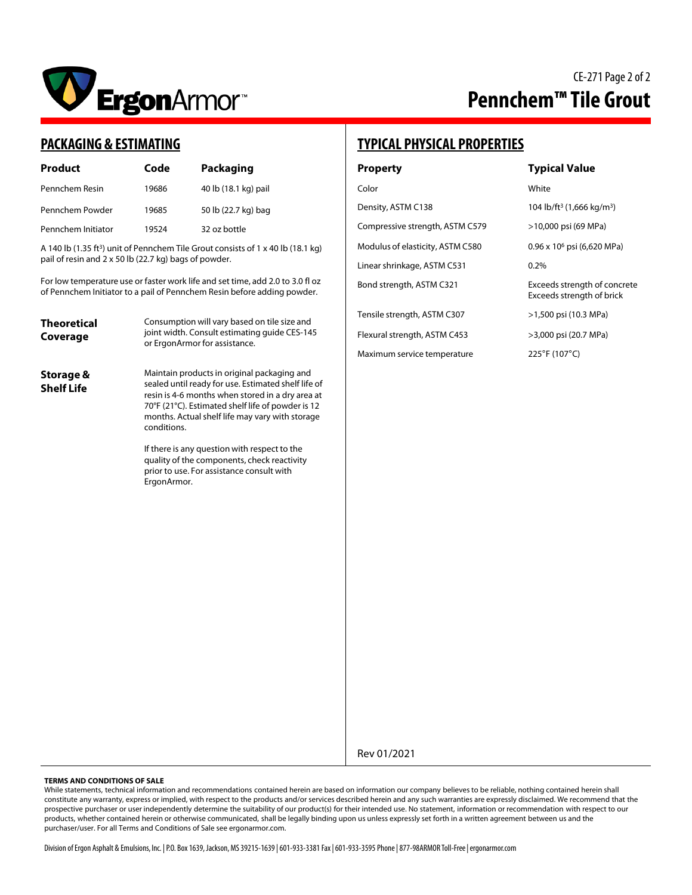# Pennchem™ Tile Grout

## PACKAGING & ESTIMATING

| Product | Code | Packaging |
|---|---|---|
| Pennchem Resin | 19686 | 40 lb (18.1 kg) pail |
| Pennchem Powder | 19685 | 50 lb (22.7 kg) bag |
| Pennchem Initiator | 19524 | 32 oz bottle |

A 140 lb (1.35 ft$^3$) unit of Pennchem Tile Grout consists of 1 x 40 lb (18.1 kg) pail of resin and 2 x 50 lb (22.7 kg) bags of powder.

For low temperature use or faster work life and set time, add 2.0 to 3.0 fl oz of Pennchem Initiator to a pail of Pennchem Resin before adding powder.

**Theoretical Coverage**

Consumption will vary based on tile size and joint width. Consult estimating guide CES-145 or ErgonArmor for assistance.

**Storage & Shelf Life**

Maintain products in original packaging and sealed until ready for use. Estimated shelf life of resin is 4-6 months when stored in a dry area at 70°F (21°C). Estimated shelf life of powder is 12 months. Actual shelf life may vary with storage conditions.

If there is any question with respect to the quality of the components, check reactivity prior to use. For assistance consult with ErgonArmor.

## TYPICAL PHYSICAL PROPERTIES

| Property | Typical Value |
|---|---|
| Color | White |
| Density, ASTM C138 | 104 lb/ft$^3$ (1,666 kg/m$^3$) |
| Compressive strength, ASTM C579 | >10,000 psi (69 MPa) |
| Modulus of elasticity, ASTM C580 | 0.96 x $10^6$ psi (6,620 MPa) |
| Linear shrinkage, ASTM C531 | 0.2% |
| Bond strength, ASTM C321 | Exceeds strength of concrete<br>Exceeds strength of brick |
| Tensile strength, ASTM C307 | >1,500 psi (10.3 MPa) |
| Flexural strength, ASTM C453 | >3,000 psi (20.7 MPa) |
| Maximum service temperature | 225°F (107°C) |

Rev 01/2021

**TERMS AND CONDITIONS OF SALE**

While statements, technical information and recommendations contained herein are based on information our company believes to be reliable, nothing contained herein shall constitute any warranty, express or implied, with respect to the products and/or services described herein and any such warranties are expressly disclaimed. We recommend that the prospective purchaser or user independently determine the suitability of our product(s) for their intended use. No statement, information or recommendation with respect to our products, whether contained herein or otherwise communicated, shall be legally binding upon us unless expressly set forth in a written agreement between us and the purchaser/user. For all Terms and Conditions of Sale see ergonarmor.com.

Division of Ergon Asphalt & Emulsions, Inc. | P.O. Box 1639, Jackson, MS 39215-1639 | 601-933-3381 Fax | 601-933-3595 Phone | 877-98ARMOR Toll-Free | ergonarmor.com